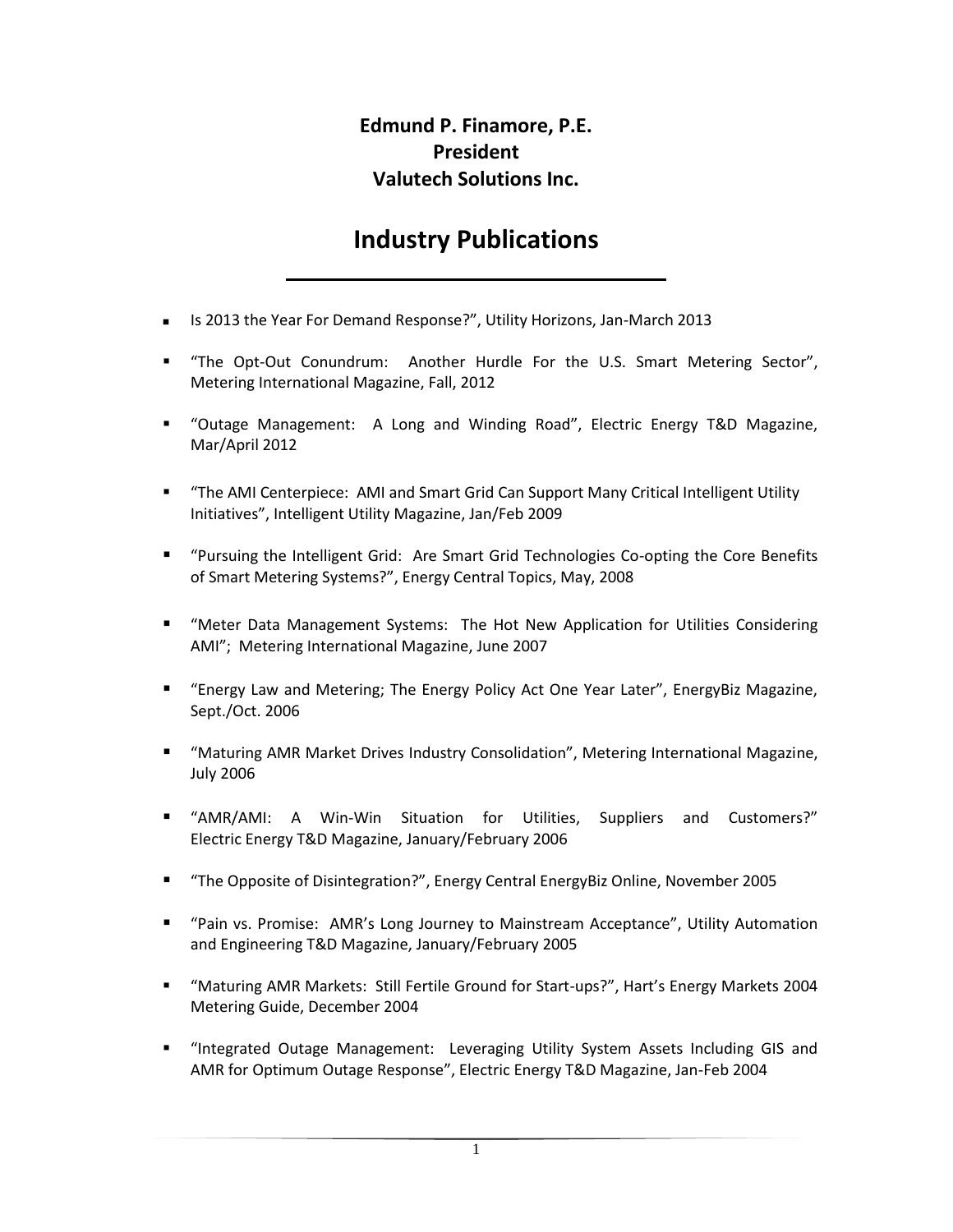**Edmund P. Finamore, P.E.**
**President**
**Valutech Solutions Inc.**

# Industry Publications

---

- Is 2013 the Year For Demand Response?", Utility Horizons, Jan-March 2013
- "The Opt-Out Conundrum: Another Hurdle For the U.S. Smart Metering Sector", Metering International Magazine, Fall, 2012
- "Outage Management: A Long and Winding Road", Electric Energy T&D Magazine, Mar/April 2012
- "The AMI Centerpiece: AMI and Smart Grid Can Support Many Critical Intelligent Utility Initiatives", Intelligent Utility Magazine, Jan/Feb 2009
- "Pursuing the Intelligent Grid: Are Smart Grid Technologies Co-opting the Core Benefits of Smart Metering Systems?", Energy Central Topics, May, 2008
- "Meter Data Management Systems: The Hot New Application for Utilities Considering AMI"; Metering International Magazine, June 2007
- "Energy Law and Metering; The Energy Policy Act One Year Later", EnergyBiz Magazine, Sept./Oct. 2006
- "Maturing AMR Market Drives Industry Consolidation", Metering International Magazine, July 2006
- "AMR/AMI: A Win-Win Situation for Utilities, Suppliers and Customers?" Electric Energy T&D Magazine, January/February 2006
- "The Opposite of Disintegration?", Energy Central EnergyBiz Online, November 2005
- "Pain vs. Promise: AMR's Long Journey to Mainstream Acceptance", Utility Automation and Engineering T&D Magazine, January/February 2005
- "Maturing AMR Markets: Still Fertile Ground for Start-ups?", Hart's Energy Markets 2004 Metering Guide, December 2004
- "Integrated Outage Management: Leveraging Utility System Assets Including GIS and AMR for Optimum Outage Response", Electric Energy T&D Magazine, Jan-Feb 2004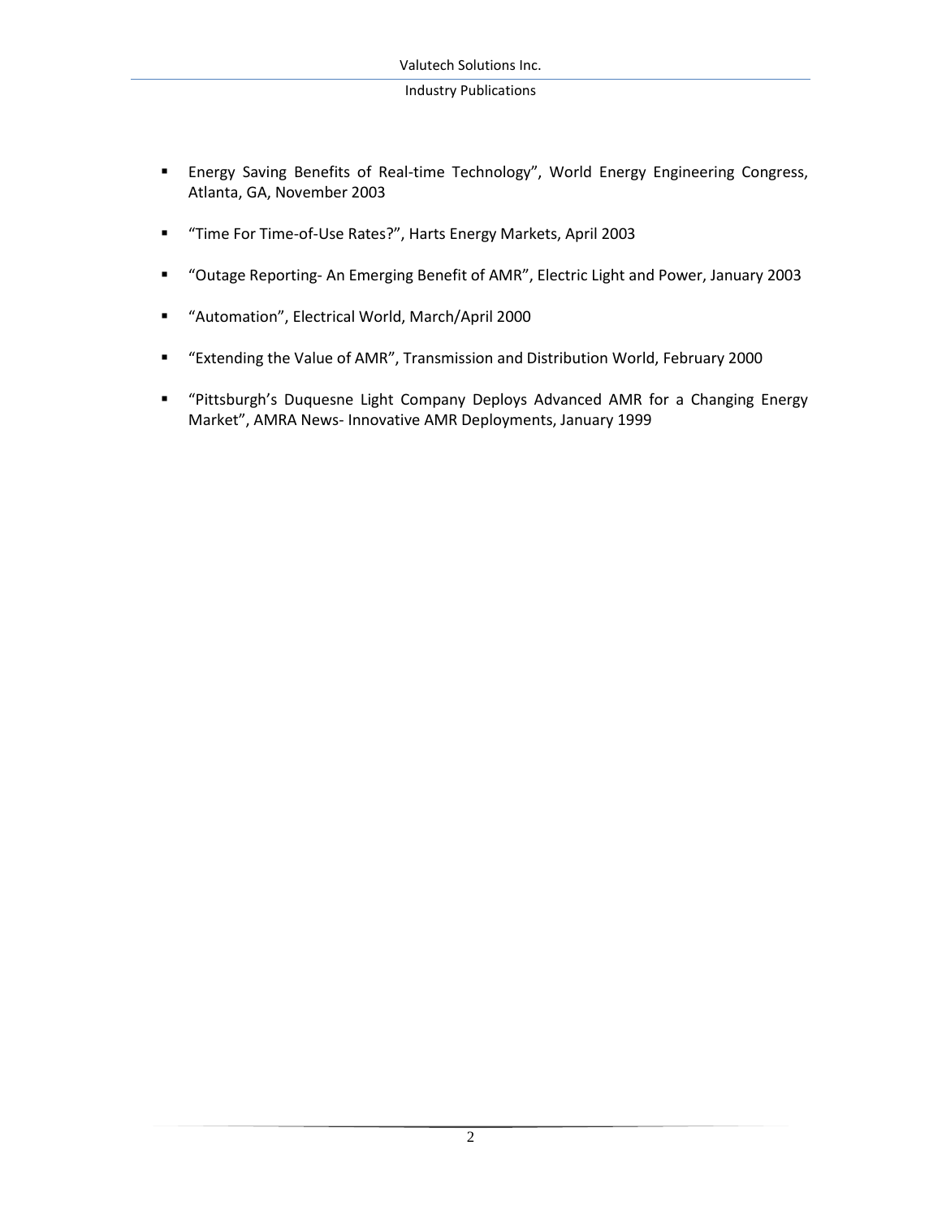- Energy Saving Benefits of Real-time Technology", World Energy Engineering Congress, Atlanta, GA, November 2003
- "Time For Time-of-Use Rates?", Harts Energy Markets, April 2003
- "Outage Reporting- An Emerging Benefit of AMR", Electric Light and Power, January 2003
- "Automation", Electrical World, March/April 2000
- "Extending the Value of AMR", Transmission and Distribution World, February 2000
- "Pittsburgh's Duquesne Light Company Deploys Advanced AMR for a Changing Energy Market", AMRA News- Innovative AMR Deployments, January 1999